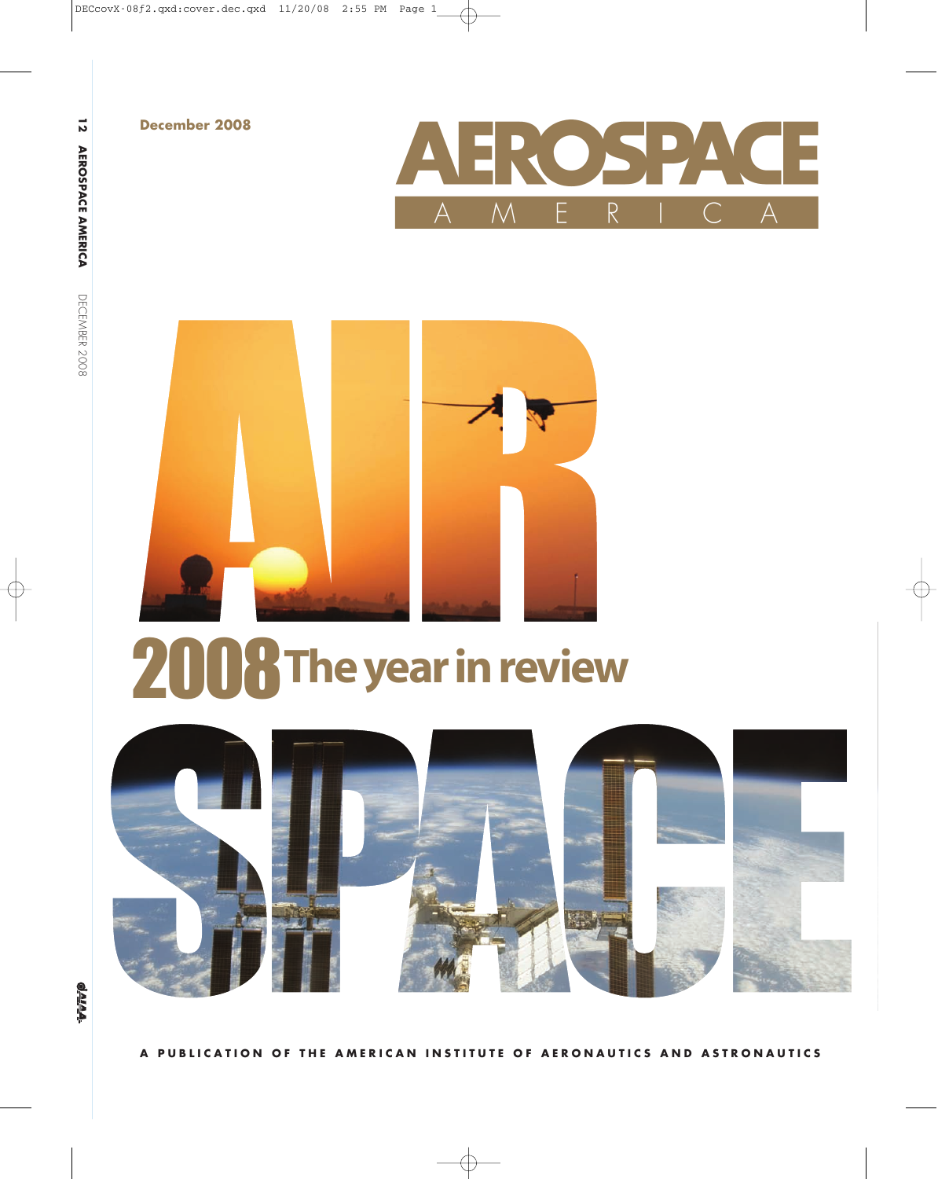December 2008

# AEROSPACE AMERICA

# AIR

## 2008 The year in review

# SPACE

A PUBLICATION OF THE AMERICAN INSTITUTE OF AERONAUTICS AND ASTRONAUTICS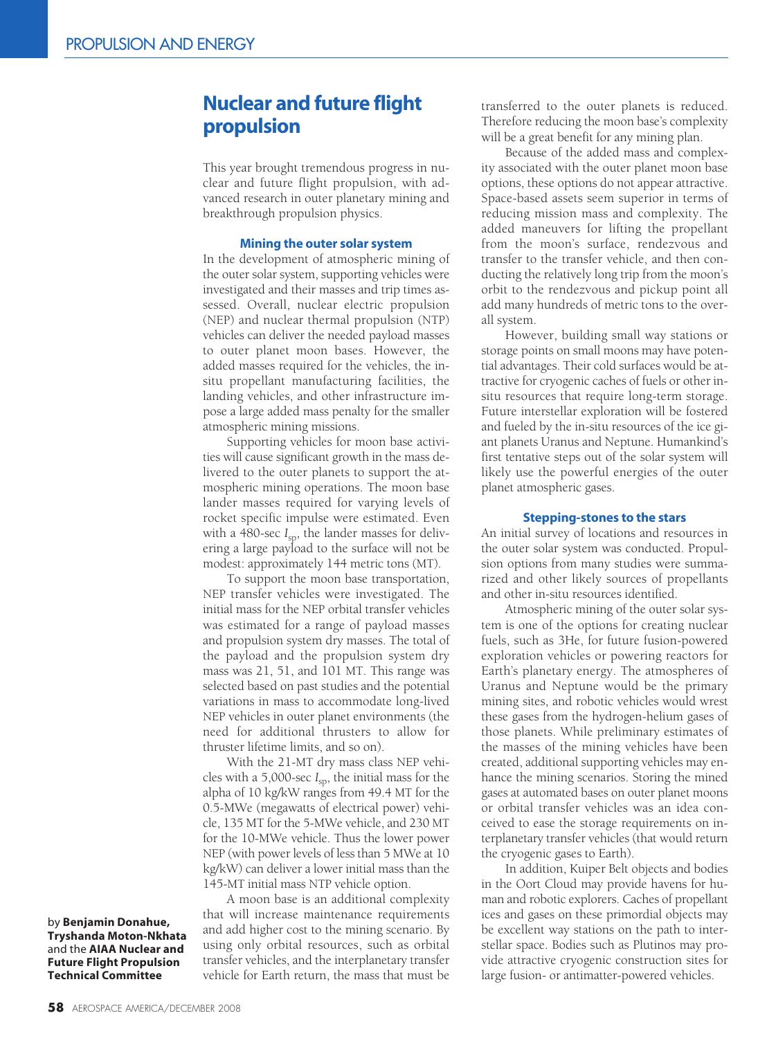# Nuclear and future flight propulsion

This year brought tremendous progress in nuclear and future flight propulsion, with advanced research in outer planetary mining and breakthrough propulsion physics.

## Mining the outer solar system

In the development of atmospheric mining of the outer solar system, supporting vehicles were investigated and their masses and trip times assessed. Overall, nuclear electric propulsion (NEP) and nuclear thermal propulsion (NTP) vehicles can deliver the needed payload masses to outer planet moon bases. However, the added masses required for the vehicles, the in-situ propellant manufacturing facilities, the landing vehicles, and other infrastructure impose a large added mass penalty for the smaller atmospheric mining missions.

Supporting vehicles for moon base activities will cause significant growth in the mass delivered to the outer planets to support the atmospheric mining operations. The moon base lander masses required for varying levels of rocket specific impulse were estimated. Even with a 480-sec $I_{sp}$, the lander masses for delivering a large payload to the surface will not be modest: approximately 144 metric tons (MT).

To support the moon base transportation, NEP transfer vehicles were investigated. The initial mass for the NEP orbital transfer vehicles was estimated for a range of payload masses and propulsion system dry masses. The total of the payload and the propulsion system dry mass was 21, 51, and 101 MT. This range was selected based on past studies and the potential variations in mass to accommodate long-lived NEP vehicles in outer planet environments (the need for additional thrusters to allow for thruster lifetime limits, and so on).

With the 21-MT dry mass class NEP vehicles with a 5,000-sec $I_{sp}$, the initial mass for the alpha of 10 kg/kW ranges from 49.4 MT for the 0.5-MWe (megawatts of electrical power) vehicle, 135 MT for the 5-MWe vehicle, and 230 MT for the 10-MWe vehicle. Thus the lower power NEP (with power levels of less than 5 MWe at 10 kg/kW) can deliver a lower initial mass than the 145-MT initial mass NTP vehicle option.

A moon base is an additional complexity that will increase maintenance requirements and add higher cost to the mining scenario. By using only orbital resources, such as orbital transfer vehicles, and the interplanetary transfer vehicle for Earth return, the mass that must be transferred to the outer planets is reduced. Therefore reducing the moon base's complexity will be a great benefit for any mining plan.

Because of the added mass and complexity associated with the outer planet moon base options, these options do not appear attractive. Space-based assets seem superior in terms of reducing mission mass and complexity. The added maneuvers for lifting the propellant from the moon's surface, rendezvous and transfer to the transfer vehicle, and then conducting the relatively long trip from the moon's orbit to the rendezvous and pickup point all add many hundreds of metric tons to the overall system.

However, building small way stations or storage points on small moons may have potential advantages. Their cold surfaces would be attractive for cryogenic caches of fuels or other in-situ resources that require long-term storage. Future interstellar exploration will be fostered and fueled by the in-situ resources of the ice giant planets Uranus and Neptune. Humankind's first tentative steps out of the solar system will likely use the powerful energies of the outer planet atmospheric gases.

## Stepping-stones to the stars

An initial survey of locations and resources in the outer solar system was conducted. Propulsion options from many studies were summarized and other likely sources of propellants and other in-situ resources identified.

Atmospheric mining of the outer solar system is one of the options for creating nuclear fuels, such as 3He, for future fusion-powered exploration vehicles or powering reactors for Earth's planetary energy. The atmospheres of Uranus and Neptune would be the primary mining sites, and robotic vehicles would wrest these gases from the hydrogen-helium gases of those planets. While preliminary estimates of the masses of the mining vehicles have been created, additional supporting vehicles may enhance the mining scenarios. Storing the mined gases at automated bases on outer planet moons or orbital transfer vehicles was an idea conceived to ease the storage requirements on interplanetary transfer vehicles (that would return the cryogenic gases to Earth).

In addition, Kuiper Belt objects and bodies in the Oort Cloud may provide havens for human and robotic explorers. Caches of propellant ices and gases on these primordial objects may be excellent way stations on the path to interstellar space. Bodies such as Plutinos may provide attractive cryogenic construction sites for large fusion- or antimatter-powered vehicles.

by **Benjamin Donahue, Tryshanda Moton-Nkhata** and the **AIAA Nuclear and Future Flight Propulsion Technical Committee**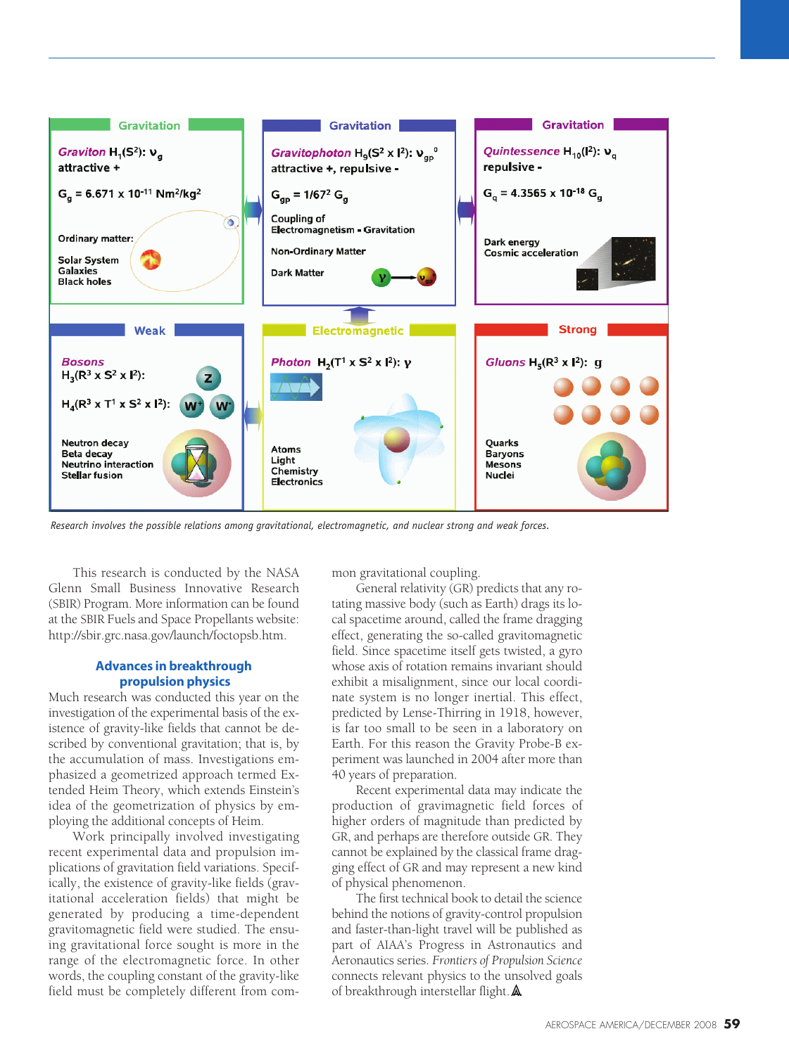Gravitation

*Graviton* $H_1(S^2)$: $\nu_g$
attractive +

$G_g = 6.671 \times 10^{-11}$ Nm²/kg²

Ordinary matter:

Solar System
Galaxies
Black holes

Gravitation

*Gravitophoton* $H_9(S^2 \times I^2)$: $\nu_{gp}^{0}$
attractive +, repulsive -

$G_{gp} = 1/67^2\ G_g$

Coupling of
Electromagnetism - Gravitation

Non-Ordinary Matter

Dark Matter

Gravitation

*Quintessence* $H_{10}(I^2)$: $\nu_q$
repulsive -

$G_q = 4.3565 \times 10^{-18}\ G_g$

Dark energy
Cosmic acceleration

Weak

*Bosons*
$H_3(R^3 \times S^2 \times I^2)$:

$H_4(R^3 \times T^1 \times S^2 \times I^2)$:

Neutron decay
Beta decay
Neutrino interaction
Stellar fusion

Electromagnetic

*Photon* $H_2(T^1 \times S^2 \times I^2)$: $\gamma$

Atoms
Light
Chemistry
Electronics

Strong

*Gluons* $H_5(R^3 \times I^2)$: g

Quarks
Baryons
Mesons
Nuclei

*Research involves the possible relations among gravitational, electromagnetic, and nuclear strong and weak forces.*

This research is conducted by the NASA Glenn Small Business Innovative Research (SBIR) Program. More information can be found at the SBIR Fuels and Space Propellants website: http://sbir.grc.nasa.gov/launch/foctopsb.htm.

## Advances in breakthrough propulsion physics

Much research was conducted this year on the investigation of the experimental basis of the existence of gravity-like fields that cannot be described by conventional gravitation; that is, by the accumulation of mass. Investigations emphasized a geometrized approach termed Extended Heim Theory, which extends Einstein's idea of the geometrization of physics by employing the additional concepts of Heim.

Work principally involved investigating recent experimental data and propulsion implications of gravitation field variations. Specifically, the existence of gravity-like fields (gravitational acceleration fields) that might be generated by producing a time-dependent gravitomagnetic field were studied. The ensuing gravitational force sought is more in the range of the electromagnetic force. In other words, the coupling constant of the gravity-like field must be completely different from common gravitational coupling.

General relativity (GR) predicts that any rotating massive body (such as Earth) drags its local spacetime around, called the frame dragging effect, generating the so-called gravitomagnetic field. Since spacetime itself gets twisted, a gyro whose axis of rotation remains invariant should exhibit a misalignment, since our local coordinate system is no longer inertial. This effect, predicted by Lense-Thirring in 1918, however, is far too small to be seen in a laboratory on Earth. For this reason the Gravity Probe-B experiment was launched in 2004 after more than 40 years of preparation.

Recent experimental data may indicate the production of gravimagnetic field forces of higher orders of magnitude than predicted by GR, and perhaps are therefore outside GR. They cannot be explained by the classical frame dragging effect of GR and may represent a new kind of physical phenomenon.

The first technical book to detail the science behind the notions of gravity-control propulsion and faster-than-light travel will be published as part of AIAA's Progress in Astronautics and Aeronautics series. *Frontiers of Propulsion Science* connects relevant physics to the unsolved goals of breakthrough interstellar flight.